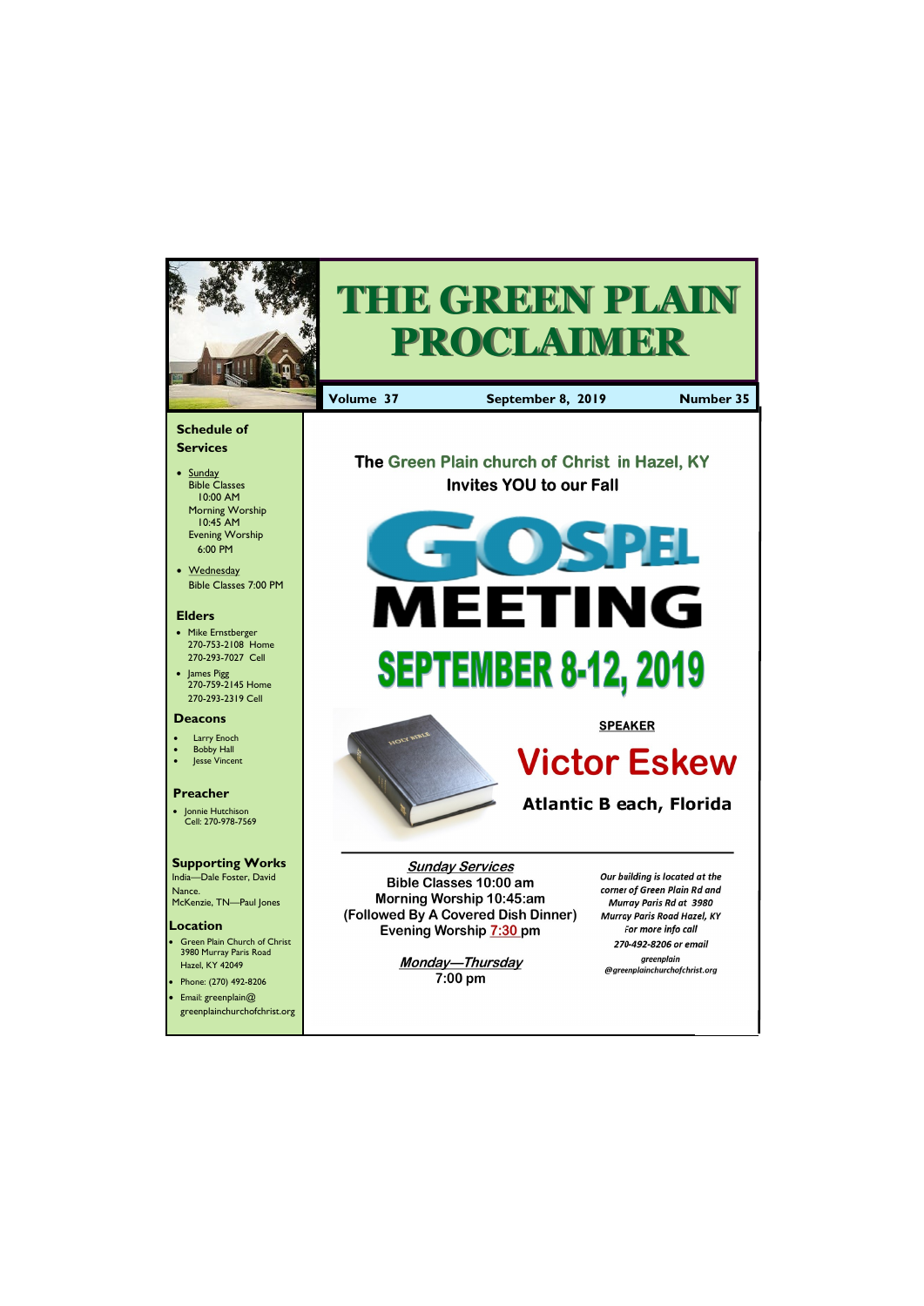# THE GREEN PLAIN PROCLAIMER

**Volume 37** **September 8, 2019** **Number 35**

### Schedule of Services

- Sunday
  Bible Classes
  10:00 AM
  Morning Worship
  10:45 AM
  Evening Worship
  6:00 PM
- Wednesday
  Bible Classes 7:00 PM

### Elders

- Mike Ernstberger
  270-753-2108 Home
  270-293-7027 Cell
- James Pigg
  270-759-2145 Home
  270-293-2319 Cell

### Deacons

- Larry Enoch
- Bobby Hall
- Jesse Vincent

### Preacher

- Jonnie Hutchison
  Cell: 270-978-7569

### Supporting Works

India—Dale Foster, David Nance.
McKenzie, TN—Paul Jones

### Location

- Green Plain Church of Christ
  3980 Murray Paris Road
  Hazel, KY 42049
- Phone: (270) 492-8206
- Email: greenplain@greenplainchurchofchrist.org

**The Green Plain church of Christ in Hazel, KY**
**Invites YOU to our Fall**

# GOSPEL MEETING

# SEPTEMBER 8-12, 2019

**SPEAKER**

## Victor Eskew

**Atlantic B each, Florida**

***Sunday Services***
**Bible Classes 10:00 am**
**Morning Worship 10:45:am**
**(Followed By A Covered Dish Dinner)**
**Evening Worship 7:30 pm**

***Monday—Thursday***
**7:00 pm**

*Our building is located at the corner of Green Plain Rd and Murray Paris Rd at 3980 Murray Paris Road Hazel, KY For more info call 270-492-8206 or email greenplain@greenplainchurchofchrist.org*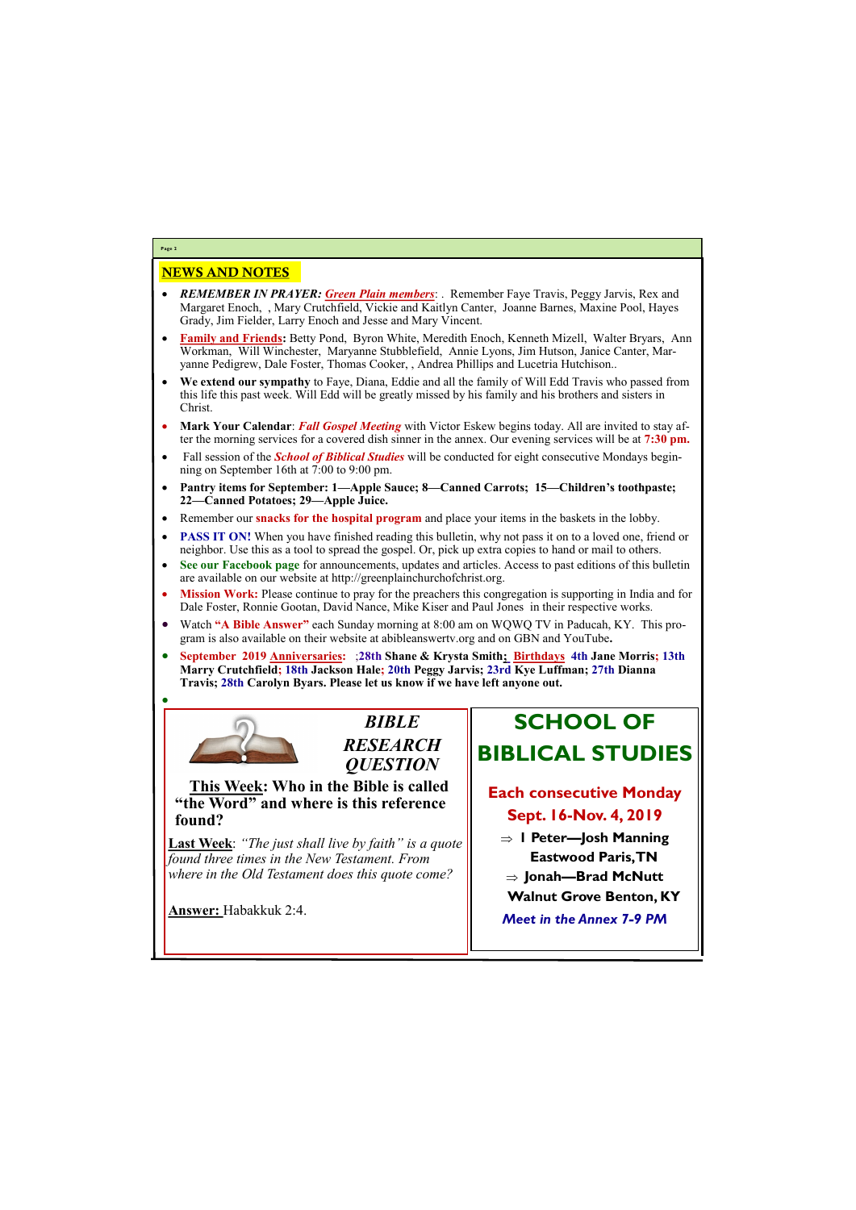## NEWS AND NOTES

- ***REMEMBER IN PRAYER: Green Plain members***: . Remember Faye Travis, Peggy Jarvis, Rex and Margaret Enoch, , Mary Crutchfield, Vickie and Kaitlyn Canter, Joanne Barnes, Maxine Pool, Hayes Grady, Jim Fielder, Larry Enoch and Jesse and Mary Vincent.
- **Family and Friends:** Betty Pond, Byron White, Meredith Enoch, Kenneth Mizell, Walter Bryars, Ann Workman, Will Winchester, Maryanne Stubblefield, Annie Lyons, Jim Hutson, Janice Canter, Maryanne Pedigrew, Dale Foster, Thomas Cooker, , Andrea Phillips and Lucetria Hutchison..
- **We extend our sympathy** to Faye, Diana, Eddie and all the family of Will Edd Travis who passed from this life this past week. Will Edd will be greatly missed by his family and his brothers and sisters in Christ.
- **Mark Your Calendar**: ***Fall Gospel Meeting*** with Victor Eskew begins today. All are invited to stay after the morning services for a covered dish sinner in the annex. Our evening services will be at **7:30 pm.**
- Fall session of the ***School of Biblical Studies*** will be conducted for eight consecutive Mondays beginning on September 16th at 7:00 to 9:00 pm.
- **Pantry items for September: 1—Apple Sauce; 8—Canned Carrots; 15—Children's toothpaste; 22—Canned Potatoes; 29—Apple Juice.**
- Remember our **snacks for the hospital program** and place your items in the baskets in the lobby.
- **PASS IT ON!** When you have finished reading this bulletin, why not pass it on to a loved one, friend or neighbor. Use this as a tool to spread the gospel. Or, pick up extra copies to hand or mail to others.
- **See our Facebook page** for announcements, updates and articles. Access to past editions of this bulletin are available on our website at http://greenplainchurchofchrist.org.
- **Mission Work:** Please continue to pray for the preachers this congregation is supporting in India and for Dale Foster, Ronnie Gootan, David Nance, Mike Kiser and Paul Jones in their respective works.
- Watch **"A Bible Answer"** each Sunday morning at 8:00 am on WQWQ TV in Paducah, KY. This program is also available on their website at abibleanswertv.org and on GBN and YouTube**.**
- **September 2019 Anniversaries:** ;**28th Shane & Krysta Smith; Birthdays 4th Jane Morris; 13th Marry Crutchfield; 18th Jackson Hale; 20th Peggy Jarvis; 23rd Kye Luffman; 27th Dianna Travis; 28th Carolyn Byars. Please let us know if we have left anyone out.**

### *BIBLE RESEARCH QUESTION*

**This Week: Who in the Bible is called "the Word" and where is this reference found?**

**Last Week**: *"The just shall live by faith" is a quote found three times in the New Testament. From where in the Old Testament does this quote come?*

**Answer:** Habakkuk 2:4.

### SCHOOL OF BIBLICAL STUDIES

**Each consecutive Monday**
**Sept. 16-Nov. 4, 2019**

- **I Peter—Josh Manning**
  **Eastwood Paris, TN**
- **Jonah—Brad McNutt**
  **Walnut Grove Benton, KY**

***Meet in the Annex 7-9 PM***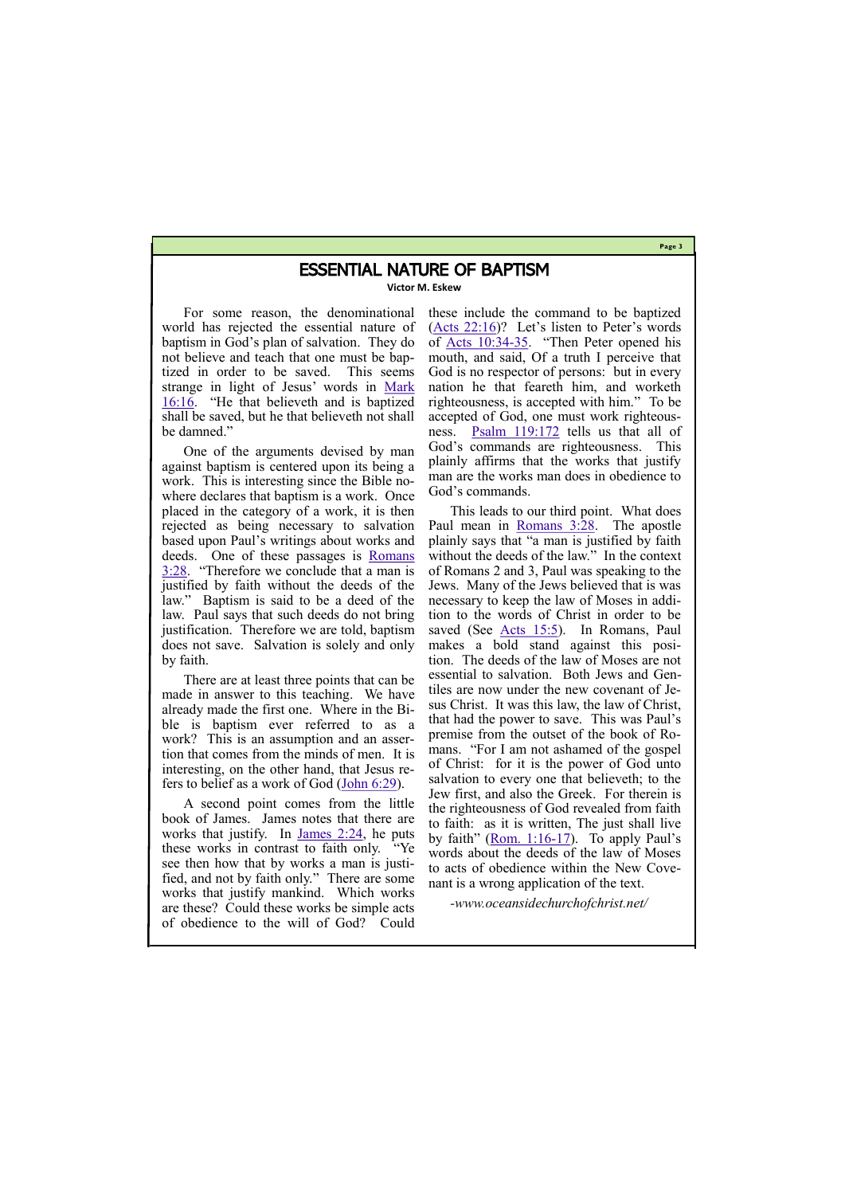# ESSENTIAL NATURE OF BAPTISM

**Victor M. Eskew**

For some reason, the denominational world has rejected the essential nature of baptism in God's plan of salvation. They do not believe and teach that one must be baptized in order to be saved. This seems strange in light of Jesus' words in Mark 16:16. "He that believeth and is baptized shall be saved, but he that believeth not shall be damned."

One of the arguments devised by man against baptism is centered upon its being a work. This is interesting since the Bible nowhere declares that baptism is a work. Once placed in the category of a work, it is then rejected as being necessary to salvation based upon Paul's writings about works and deeds. One of these passages is Romans 3:28. "Therefore we conclude that a man is justified by faith without the deeds of the law." Baptism is said to be a deed of the law. Paul says that such deeds do not bring justification. Therefore we are told, baptism does not save. Salvation is solely and only by faith.

There are at least three points that can be made in answer to this teaching. We have already made the first one. Where in the Bible is baptism ever referred to as a work? This is an assumption and an assertion that comes from the minds of men. It is interesting, on the other hand, that Jesus refers to belief as a work of God (John 6:29).

A second point comes from the little book of James. James notes that there are works that justify. In James 2:24, he puts these works in contrast to faith only. "Ye see then how that by works a man is justified, and not by faith only." There are some works that justify mankind. Which works are these? Could these works be simple acts of obedience to the will of God? Could these include the command to be baptized (Acts 22:16)? Let's listen to Peter's words of Acts 10:34-35. "Then Peter opened his mouth, and said, Of a truth I perceive that God is no respector of persons: but in every nation he that feareth him, and worketh righteousness, is accepted with him." To be accepted of God, one must work righteousness. Psalm 119:172 tells us that all of God's commands are righteousness. This plainly affirms that the works that justify man are the works man does in obedience to God's commands.

This leads to our third point. What does Paul mean in Romans 3:28. The apostle plainly says that "a man is justified by faith without the deeds of the law." In the context of Romans 2 and 3, Paul was speaking to the Jews. Many of the Jews believed that is was necessary to keep the law of Moses in addition to the words of Christ in order to be saved (See Acts 15:5). In Romans, Paul makes a bold stand against this position. The deeds of the law of Moses are not essential to salvation. Both Jews and Gentiles are now under the new covenant of Jesus Christ. It was this law, the law of Christ, that had the power to save. This was Paul's premise from the outset of the book of Romans. "For I am not ashamed of the gospel of Christ: for it is the power of God unto salvation to every one that believeth; to the Jew first, and also the Greek. For therein is the righteousness of God revealed from faith to faith: as it is written, The just shall live by faith" (Rom. 1:16-17). To apply Paul's words about the deeds of the law of Moses to acts of obedience within the New Covenant is a wrong application of the text.

*-www.oceansidechurchofchrist.net/*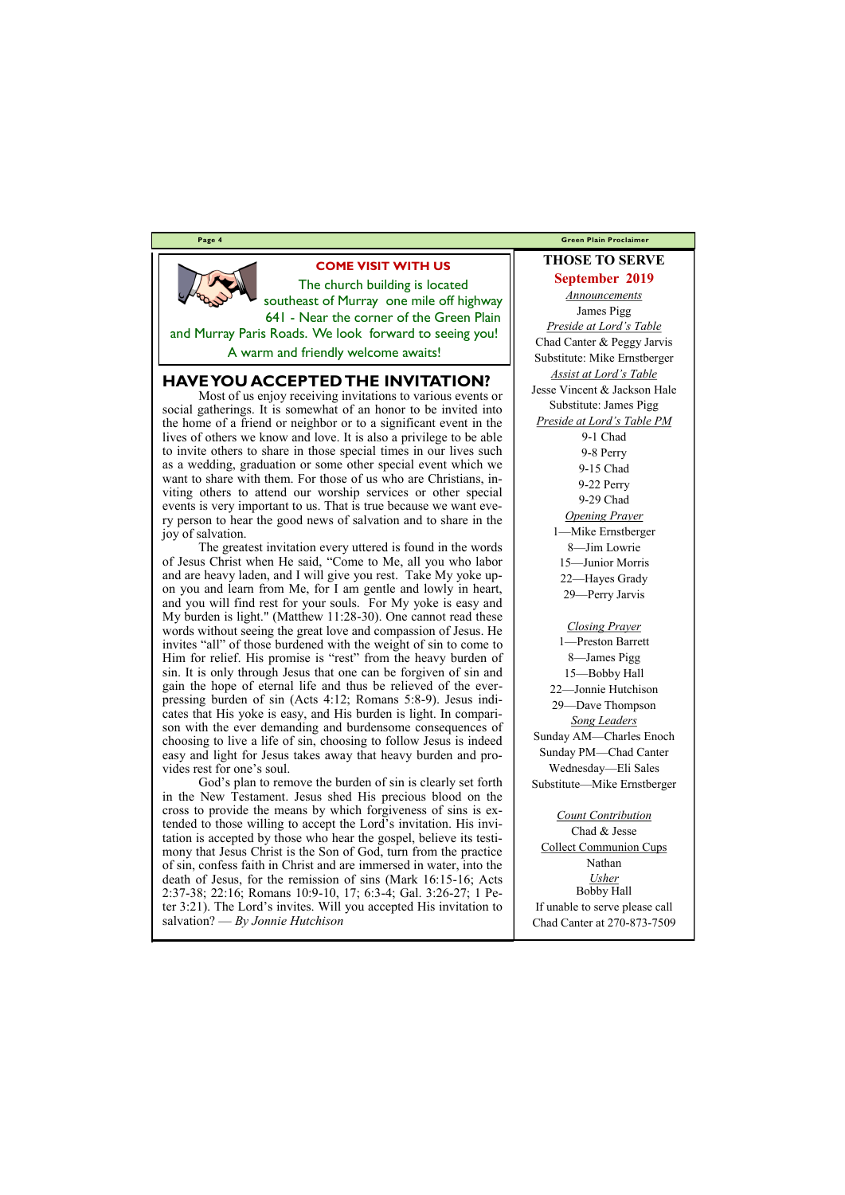## COME VISIT WITH US

The church building is located southeast of Murray one mile off highway 641 - Near the corner of the Green Plain and Murray Paris Roads. We look forward to seeing you! A warm and friendly welcome awaits!

## HAVE YOU ACCEPTED THE INVITATION?

Most of us enjoy receiving invitations to various events or social gatherings. It is somewhat of an honor to be invited into the home of a friend or neighbor or to a significant event in the lives of others we know and love. It is also a privilege to be able to invite others to share in those special times in our lives such as a wedding, graduation or some other special event which we want to share with them. For those of us who are Christians, inviting others to attend our worship services or other special events is very important to us. That is true because we want every person to hear the good news of salvation and to share in the joy of salvation.

The greatest invitation every uttered is found in the words of Jesus Christ when He said, "Come to Me, all you who labor and are heavy laden, and I will give you rest. Take My yoke upon you and learn from Me, for I am gentle and lowly in heart, and you will find rest for your souls. For My yoke is easy and My burden is light." (Matthew 11:28-30). One cannot read these words without seeing the great love and compassion of Jesus. He invites "all" of those burdened with the weight of sin to come to Him for relief. His promise is "rest" from the heavy burden of sin. It is only through Jesus that one can be forgiven of sin and gain the hope of eternal life and thus be relieved of the ever-pressing burden of sin (Acts 4:12; Romans 5:8-9). Jesus indicates that His yoke is easy, and His burden is light. In comparison with the ever demanding and burdensome consequences of choosing to live a life of sin, choosing to follow Jesus is indeed easy and light for Jesus takes away that heavy burden and provides rest for one's soul.

God's plan to remove the burden of sin is clearly set forth in the New Testament. Jesus shed His precious blood on the cross to provide the means by which forgiveness of sins is extended to those willing to accept the Lord's invitation. His invitation is accepted by those who hear the gospel, believe its testimony that Jesus Christ is the Son of God, turn from the practice of sin, confess faith in Christ and are immersed in water, into the death of Jesus, for the remission of sins (Mark 16:15-16; Acts 2:37-38; 22:16; Romans 10:9-10, 17; 6:3-4; Gal. 3:26-27; 1 Peter 3:21). The Lord's invites. Will you accepted His invitation to salvation? — *By Jonnie Hutchison*

## THOSE TO SERVE

**September 2019**

*Announcements*
James Pigg

*Preside at Lord's Table*
Chad Canter & Peggy Jarvis
Substitute: Mike Ernstberger

*Assist at Lord's Table*
Jesse Vincent & Jackson Hale
Substitute: James Pigg

*Preside at Lord's Table PM*
9-1 Chad
9-8 Perry
9-15 Chad
9-22 Perry
9-29 Chad

*Opening Prayer*
1—Mike Ernstberger
8—Jim Lowrie
15—Junior Morris
22—Hayes Grady
29—Perry Jarvis

*Closing Prayer*
1—Preston Barrett
8—James Pigg
15—Bobby Hall
22—Jonnie Hutchison
29—Dave Thompson

*Song Leaders*
Sunday AM—Charles Enoch
Sunday PM—Chad Canter
Wednesday—Eli Sales
Substitute—Mike Ernstberger

*Count Contribution*
Chad & Jesse

Collect Communion Cups
Nathan

*Usher*
Bobby Hall

If unable to serve please call Chad Canter at 270-873-7509